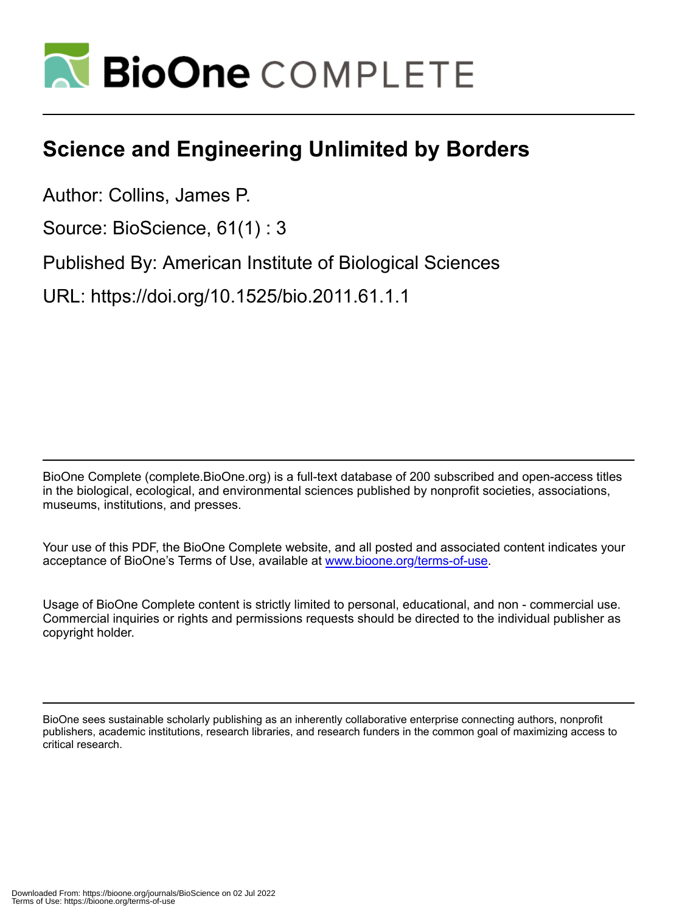# Science and Engineering Unlimited by Borders

Author: Collins, James P.

Source: BioScience, 61(1) : 3

Published By: American Institute of Biological Sciences

URL: https://doi.org/10.1525/bio.2011.61.1.1

BioOne Complete (complete.BioOne.org) is a full-text database of 200 subscribed and open-access titles in the biological, ecological, and environmental sciences published by nonprofit societies, associations, museums, institutions, and presses.

Your use of this PDF, the BioOne Complete website, and all posted and associated content indicates your acceptance of BioOne's Terms of Use, available at www.bioone.org/terms-of-use.

Usage of BioOne Complete content is strictly limited to personal, educational, and non - commercial use. Commercial inquiries or rights and permissions requests should be directed to the individual publisher as copyright holder.

BioOne sees sustainable scholarly publishing as an inherently collaborative enterprise connecting authors, nonprofit publishers, academic institutions, research libraries, and research funders in the common goal of maximizing access to critical research.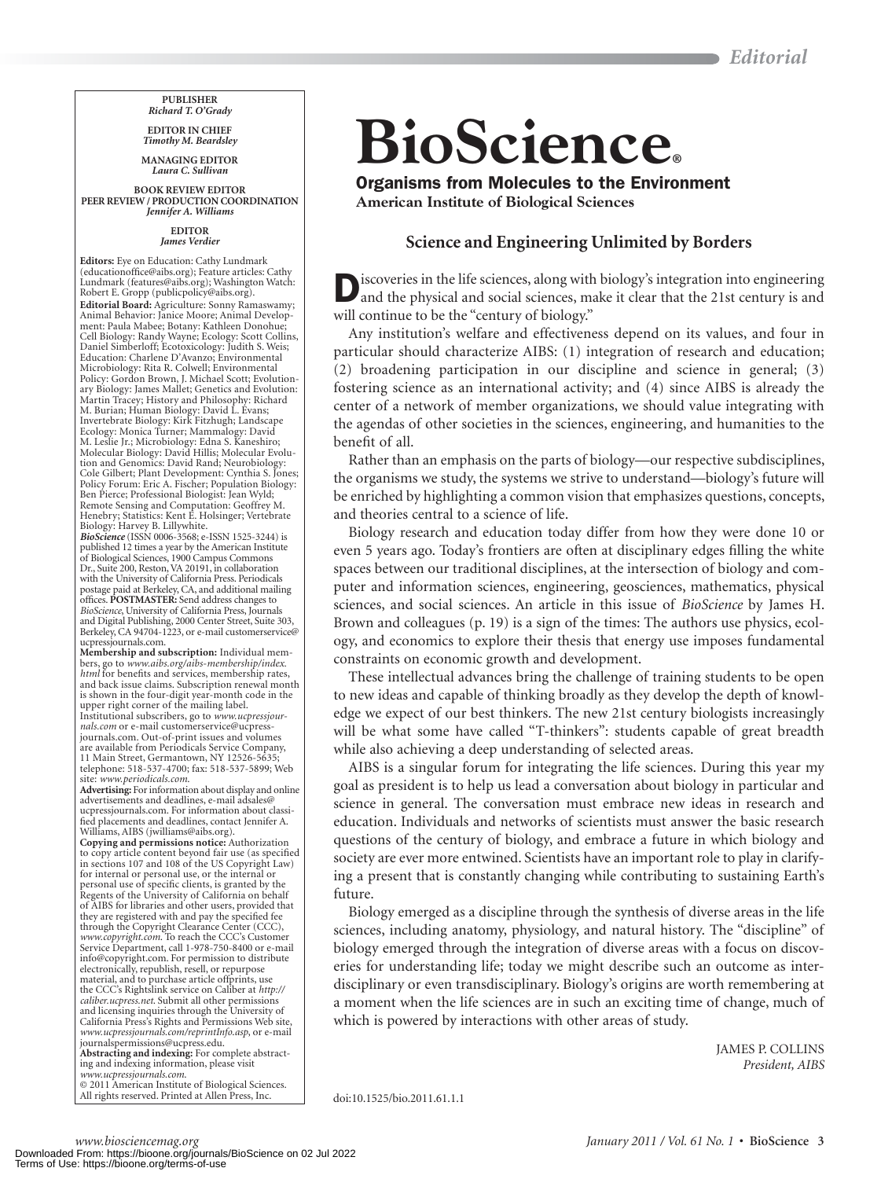*Editorial*

**PUBLISHER**
*Richard T. O'Grady*

**EDITOR IN CHIEF**
*Timothy M. Beardsley*

**MANAGING EDITOR**
*Laura C. Sullivan*

**BOOK REVIEW EDITOR**
**PEER REVIEW / PRODUCTION COORDINATION**
*Jennifer A. Williams*

**EDITOR**
*James Verdier*

**Editors:** Eye on Education: Cathy Lundmark (educationoffice@aibs.org); Feature articles: Cathy Lundmark (features@aibs.org); Washington Watch: Robert E. Gropp (publicpolicy@aibs.org).

**Editorial Board:** Agriculture: Sonny Ramaswamy; Animal Behavior: Janice Moore; Animal Development: Paula Mabee; Botany: Kathleen Donohue; Cell Biology: Randy Wayne; Ecology: Scott Collins, Daniel Simberloff; Ecotoxicology: Judith S. Weis; Education: Charlene D'Avanzo; Environmental Microbiology: Rita R. Colwell; Environmental Policy: Gordon Brown, J. Michael Scott; Evolutionary Biology: James Mallet; Genetics and Evolution: Martin Tracey; History and Philosophy: Richard M. Burian; Human Biology: David L. Evans; Invertebrate Biology: Kirk Fitzhugh; Landscape Ecology: Monica Turner; Mammalogy: David M. Leslie Jr.; Microbiology: Edna S. Kaneshiro; Molecular Biology: David Hillis; Molecular Evolution and Genomics: David Rand; Neurobiology: Cole Gilbert; Plant Development: Cynthia S. Jones; Policy Forum: Eric A. Fischer; Population Biology: Ben Pierce; Professional Biologist: Jean Wyld; Remote Sensing and Computation: Geoffrey M. Henebry; Statistics: Kent E. Holsinger; Vertebrate Biology: Harvey B. Lillywhite.

***BioScience*** (ISSN 0006-3568; e-ISSN 1525-3244) is published 12 times a year by the American Institute of Biological Sciences, 1900 Campus Commons Dr., Suite 200, Reston, VA 20191, in collaboration with the University of California Press. Periodicals postage paid at Berkeley, CA, and additional mailing offices. **POSTMASTER:** Send address changes to *BioScience*, University of California Press, Journals and Digital Publishing, 2000 Center Street, Suite 303, Berkeley, CA 94704-1223, or e-mail customerservice@ucpressjournals.com.

**Membership and subscription:** Individual members, go to *www.aibs.org/aibs-membership/index.html* for benefits and services, membership rates, and back issue claims. Subscription renewal month is shown in the four-digit year-month code in the upper right corner of the mailing label. Institutional subscribers, go to *www.ucpressjournals.com* or e-mail customerservice@ucpressjournals.com. Out-of-print issues and volumes are available from Periodicals Service Company, 11 Main Street, Germantown, NY 12526-5635; telephone: 518-537-4700; fax: 518-537-5899; Web site: *www.periodicals.com.*

**Advertising:** For information about display and online advertisements and deadlines, e-mail adsales@ucpressjournals.com. For information about classified placements and deadlines, contact Jennifer A. Williams, AIBS (jwilliams@aibs.org).

**Copying and permissions notice:** Authorization to copy article content beyond fair use (as specified in sections 107 and 108 of the US Copyright Law) for internal or personal use, or the internal or personal use of specific clients, is granted by the Regents of the University of California on behalf of AIBS for libraries and other users, provided that they are registered with and pay the specified fee through the Copyright Clearance Center (CCC), *www.copyright.com.* To reach the CCC's Customer Service Department, call 1-978-750-8400 or e-mail info@copyright.com. For permission to distribute electronically, republish, resell, or repurpose material, and to purchase article offprints, use the CCC's Rightslink service on Caliber at *http://caliber.ucpress.net.* Submit all other permissions and licensing inquiries through the University of California Press's Rights and Permissions Web site, *www.ucpressjournals.com/reprintInfo.asp*, or e-mail journalspermissions@ucpress.edu.

**Abstracting and indexing:** For complete abstracting and indexing information, please visit *www.ucpressjournals.com.*

© 2011 American Institute of Biological Sciences. All rights reserved. Printed at Allen Press, Inc.

# BioScience®

**Organisms from Molecules to the Environment**
**American Institute of Biological Sciences**

## Science and Engineering Unlimited by Borders

Discoveries in the life sciences, along with biology's integration into engineering and the physical and social sciences, make it clear that the 21st century is and will continue to be the "century of biology."

Any institution's welfare and effectiveness depend on its values, and four in particular should characterize AIBS: (1) integration of research and education; (2) broadening participation in our discipline and science in general; (3) fostering science as an international activity; and (4) since AIBS is already the center of a network of member organizations, we should value integrating with the agendas of other societies in the sciences, engineering, and humanities to the benefit of all.

Rather than an emphasis on the parts of biology—our respective subdisciplines, the organisms we study, the systems we strive to understand—biology's future will be enriched by highlighting a common vision that emphasizes questions, concepts, and theories central to a science of life.

Biology research and education today differ from how they were done 10 or even 5 years ago. Today's frontiers are often at disciplinary edges filling the white spaces between our traditional disciplines, at the intersection of biology and computer and information sciences, engineering, geosciences, mathematics, physical sciences, and social sciences. An article in this issue of *BioScience* by James H. Brown and colleagues (p. 19) is a sign of the times: The authors use physics, ecology, and economics to explore their thesis that energy use imposes fundamental constraints on economic growth and development.

These intellectual advances bring the challenge of training students to be open to new ideas and capable of thinking broadly as they develop the depth of knowledge we expect of our best thinkers. The new 21st century biologists increasingly will be what some have called "T-thinkers": students capable of great breadth while also achieving a deep understanding of selected areas.

AIBS is a singular forum for integrating the life sciences. During this year my goal as president is to help us lead a conversation about biology in particular and science in general. The conversation must embrace new ideas in research and education. Individuals and networks of scientists must answer the basic research questions of the century of biology, and embrace a future in which biology and society are ever more entwined. Scientists have an important role to play in clarifying a present that is constantly changing while contributing to sustaining Earth's future.

Biology emerged as a discipline through the synthesis of diverse areas in the life sciences, including anatomy, physiology, and natural history. The "discipline" of biology emerged through the integration of diverse areas with a focus on discoveries for understanding life; today we might describe such an outcome as interdisciplinary or even transdisciplinary. Biology's origins are worth remembering at a moment when the life sciences are in such an exciting time of change, much of which is powered by interactions with other areas of study.

JAMES P. COLLINS
*President, AIBS*

doi:10.1525/bio.2011.61.1.1